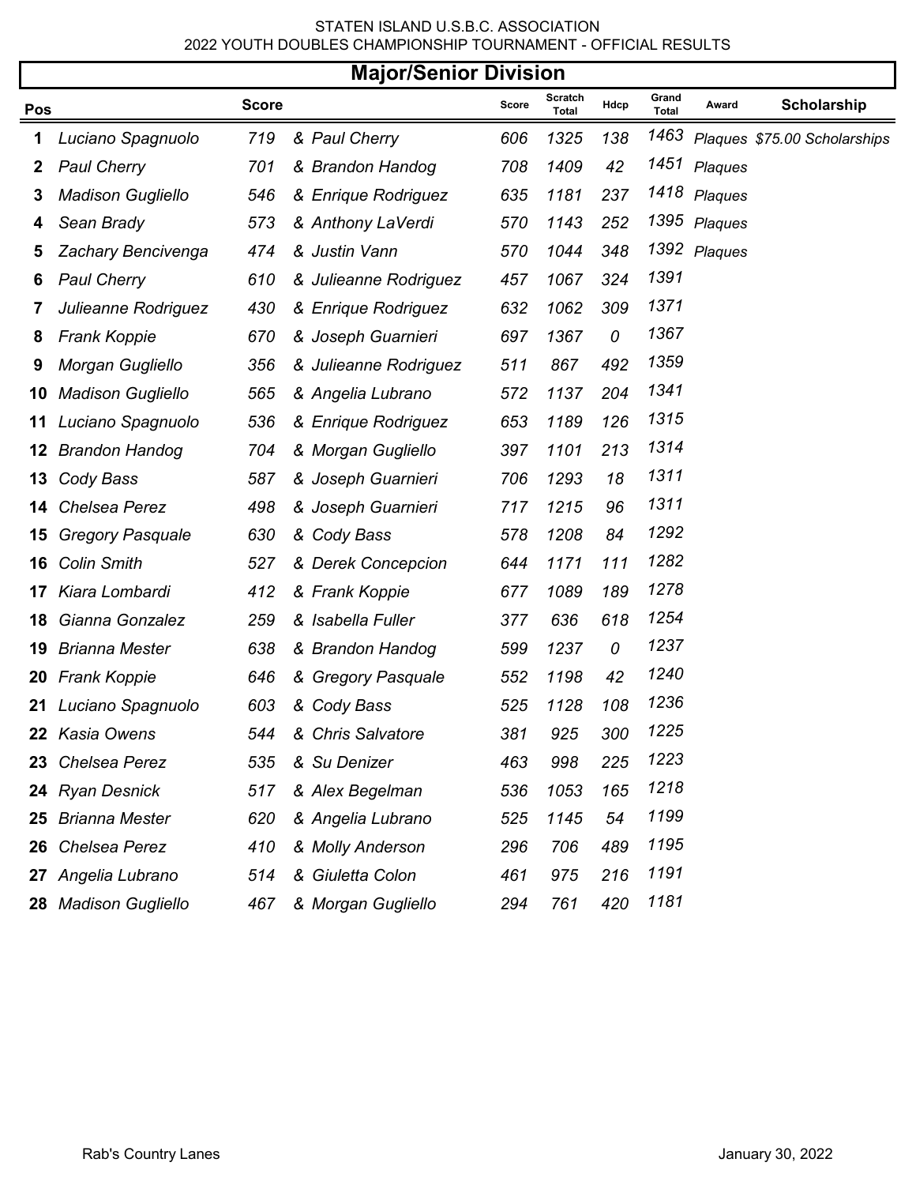STATEN ISLAND U.S.B.C. ASSOCIATION
2022 YOUTH DOUBLES CHAMPIONSHIP TOURNAMENT - OFFICIAL RESULTS

## Major/Senior Division

| Pos | | Score | | Score | Scratch Total | Hdcp | Grand Total | Award | Scholarship |
|---|---|---|---|---|---|---|---|---|---|
| 1 | *Luciano Spagnuolo* | *719* | *& Paul Cherry* | *606* | *1325* | *138* | *1463* | *Plaques* | *$75.00 Scholarships* |
| 2 | *Paul Cherry* | *701* | *& Brandon Handog* | *708* | *1409* | *42* | *1451* | *Plaques* | |
| 3 | *Madison Gugliello* | *546* | *& Enrique Rodriguez* | *635* | *1181* | *237* | *1418* | *Plaques* | |
| 4 | *Sean Brady* | *573* | *& Anthony LaVerdi* | *570* | *1143* | *252* | *1395* | *Plaques* | |
| 5 | *Zachary Bencivenga* | *474* | *& Justin Vann* | *570* | *1044* | *348* | *1392* | *Plaques* | |
| 6 | *Paul Cherry* | *610* | *& Julieanne Rodriguez* | *457* | *1067* | *324* | *1391* | | |
| 7 | *Julieanne Rodriguez* | *430* | *& Enrique Rodriguez* | *632* | *1062* | *309* | *1371* | | |
| 8 | *Frank Koppie* | *670* | *& Joseph Guarnieri* | *697* | *1367* | *0* | *1367* | | |
| 9 | *Morgan Gugliello* | *356* | *& Julieanne Rodriguez* | *511* | *867* | *492* | *1359* | | |
| 10 | *Madison Gugliello* | *565* | *& Angelia Lubrano* | *572* | *1137* | *204* | *1341* | | |
| 11 | *Luciano Spagnuolo* | *536* | *& Enrique Rodriguez* | *653* | *1189* | *126* | *1315* | | |
| 12 | *Brandon Handog* | *704* | *& Morgan Gugliello* | *397* | *1101* | *213* | *1314* | | |
| 13 | *Cody Bass* | *587* | *& Joseph Guarnieri* | *706* | *1293* | *18* | *1311* | | |
| 14 | *Chelsea Perez* | *498* | *& Joseph Guarnieri* | *717* | *1215* | *96* | *1311* | | |
| 15 | *Gregory Pasquale* | *630* | *& Cody Bass* | *578* | *1208* | *84* | *1292* | | |
| 16 | *Colin Smith* | *527* | *& Derek Concepcion* | *644* | *1171* | *111* | *1282* | | |
| 17 | *Kiara Lombardi* | *412* | *& Frank Koppie* | *677* | *1089* | *189* | *1278* | | |
| 18 | *Gianna Gonzalez* | *259* | *& Isabella Fuller* | *377* | *636* | *618* | *1254* | | |
| 19 | *Brianna Mester* | *638* | *& Brandon Handog* | *599* | *1237* | *0* | *1237* | | |
| 20 | *Frank Koppie* | *646* | *& Gregory Pasquale* | *552* | *1198* | *42* | *1240* | | |
| 21 | *Luciano Spagnuolo* | *603* | *& Cody Bass* | *525* | *1128* | *108* | *1236* | | |
| 22 | *Kasia Owens* | *544* | *& Chris Salvatore* | *381* | *925* | *300* | *1225* | | |
| 23 | *Chelsea Perez* | *535* | *& Su Denizer* | *463* | *998* | *225* | *1223* | | |
| 24 | *Ryan Desnick* | *517* | *& Alex Begelman* | *536* | *1053* | *165* | *1218* | | |
| 25 | *Brianna Mester* | *620* | *& Angelia Lubrano* | *525* | *1145* | *54* | *1199* | | |
| 26 | *Chelsea Perez* | *410* | *& Molly Anderson* | *296* | *706* | *489* | *1195* | | |
| 27 | *Angelia Lubrano* | *514* | *& Giuletta Colon* | *461* | *975* | *216* | *1191* | | |
| 28 | *Madison Gugliello* | *467* | *& Morgan Gugliello* | *294* | *761* | *420* | *1181* | | |

Rab's Country Lanes

January 30, 2022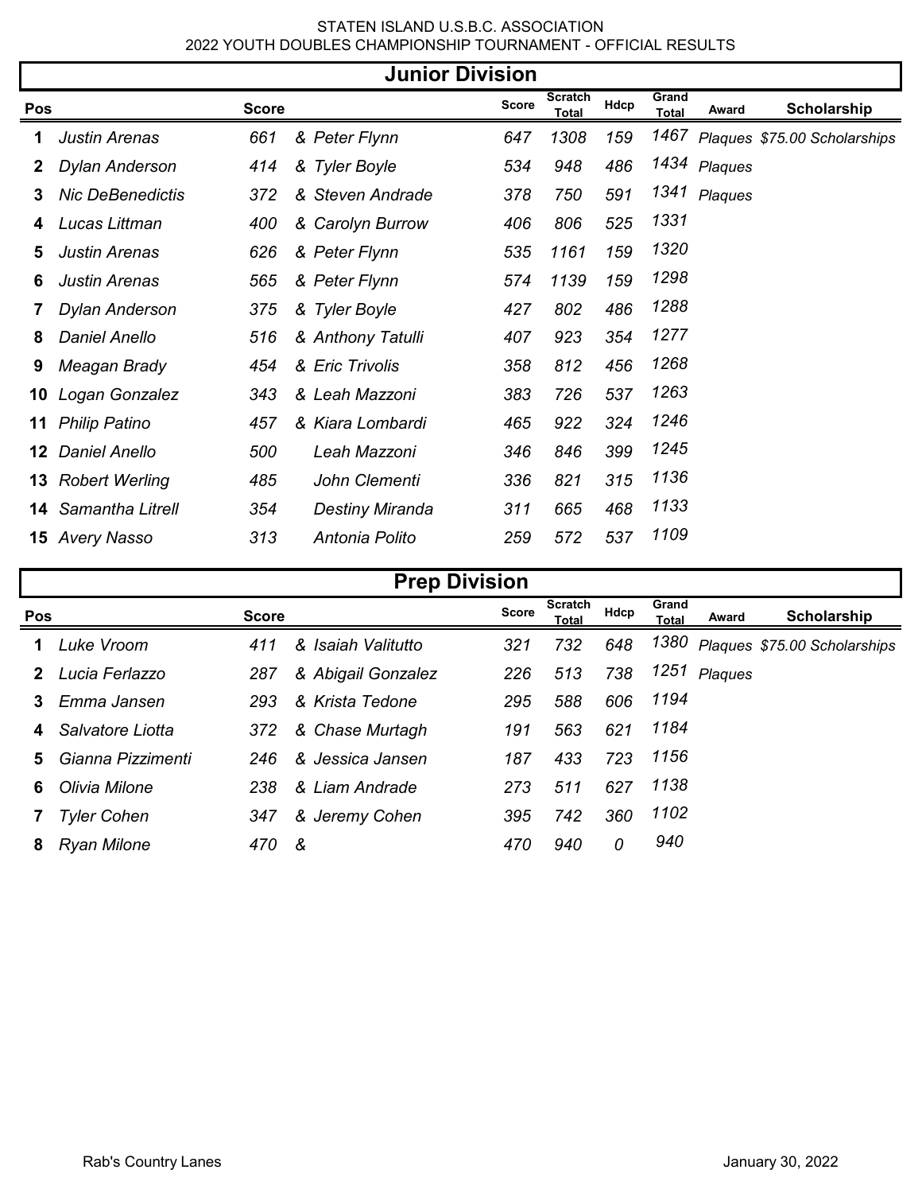STATEN ISLAND U.S.B.C. ASSOCIATION
2022 YOUTH DOUBLES CHAMPIONSHIP TOURNAMENT - OFFICIAL RESULTS

## Junior Division

| Pos | | Score | | Score | Scratch Total | Hdcp | Grand Total | Award | Scholarship |
|---|---|---|---|---|---|---|---|---|---|
| 1 | Justin Arenas | 661 | & Peter Flynn | 647 | 1308 | 159 | 1467 | Plaques | $75.00 Scholarships |
| 2 | Dylan Anderson | 414 | & Tyler Boyle | 534 | 948 | 486 | 1434 | Plaques | |
| 3 | Nic DeBenedictis | 372 | & Steven Andrade | 378 | 750 | 591 | 1341 | Plaques | |
| 4 | Lucas Littman | 400 | & Carolyn Burrow | 406 | 806 | 525 | 1331 | | |
| 5 | Justin Arenas | 626 | & Peter Flynn | 535 | 1161 | 159 | 1320 | | |
| 6 | Justin Arenas | 565 | & Peter Flynn | 574 | 1139 | 159 | 1298 | | |
| 7 | Dylan Anderson | 375 | & Tyler Boyle | 427 | 802 | 486 | 1288 | | |
| 8 | Daniel Anello | 516 | & Anthony Tatulli | 407 | 923 | 354 | 1277 | | |
| 9 | Meagan Brady | 454 | & Eric Trivolis | 358 | 812 | 456 | 1268 | | |
| 10 | Logan Gonzalez | 343 | & Leah Mazzoni | 383 | 726 | 537 | 1263 | | |
| 11 | Philip Patino | 457 | & Kiara Lombardi | 465 | 922 | 324 | 1246 | | |
| 12 | Daniel Anello | 500 | Leah Mazzoni | 346 | 846 | 399 | 1245 | | |
| 13 | Robert Werling | 485 | John Clementi | 336 | 821 | 315 | 1136 | | |
| 14 | Samantha Litrell | 354 | Destiny Miranda | 311 | 665 | 468 | 1133 | | |
| 15 | Avery Nasso | 313 | Antonia Polito | 259 | 572 | 537 | 1109 | | |

## Prep Division

| Pos | | Score | | Score | Scratch Total | Hdcp | Grand Total | Award | Scholarship |
|---|---|---|---|---|---|---|---|---|---|
| 1 | Luke Vroom | 411 | & Isaiah Valitutto | 321 | 732 | 648 | 1380 | Plaques | $75.00 Scholarships |
| 2 | Lucia Ferlazzo | 287 | & Abigail Gonzalez | 226 | 513 | 738 | 1251 | Plaques | |
| 3 | Emma Jansen | 293 | & Krista Tedone | 295 | 588 | 606 | 1194 | | |
| 4 | Salvatore Liotta | 372 | & Chase Murtagh | 191 | 563 | 621 | 1184 | | |
| 5 | Gianna Pizzimenti | 246 | & Jessica Jansen | 187 | 433 | 723 | 1156 | | |
| 6 | Olivia Milone | 238 | & Liam Andrade | 273 | 511 | 627 | 1138 | | |
| 7 | Tyler Cohen | 347 | & Jeremy Cohen | 395 | 742 | 360 | 1102 | | |
| 8 | Ryan Milone | 470 | & | 470 | 940 | 0 | 940 | | |

Rab's Country Lanes

January 30, 2022